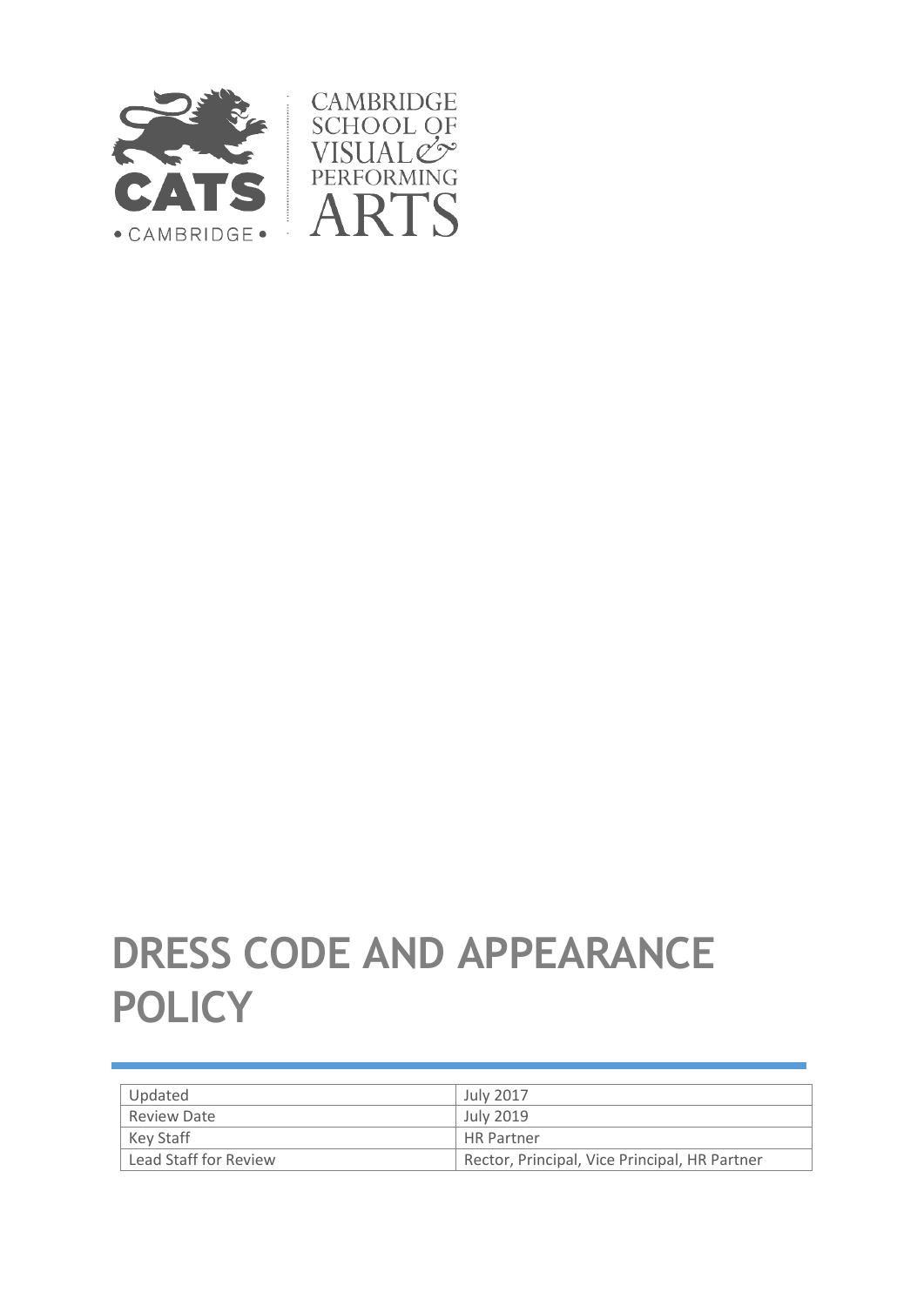CAMBRIDGE SCHOOL OF VISUAL & PERFORMING ARTS

# DRESS CODE AND APPEARANCE POLICY

| Updated | July 2017 |
| --- | --- |
| Review Date | July 2019 |
| Key Staff | HR Partner |
| Lead Staff for Review | Rector, Principal, Vice Principal, HR Partner |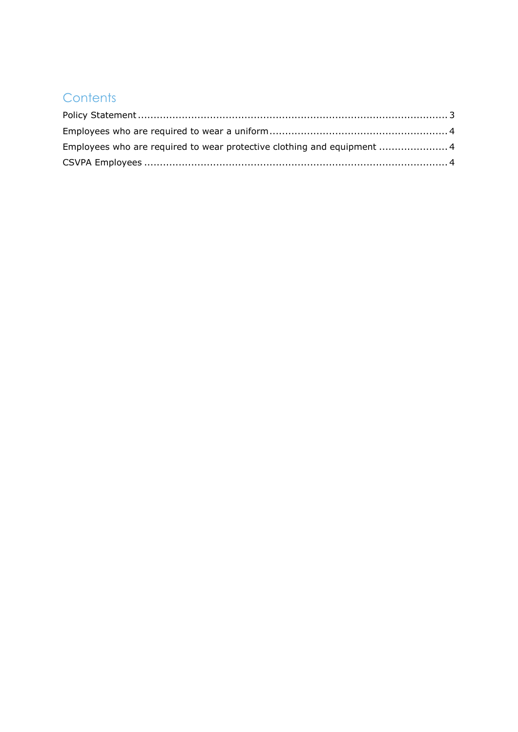# Contents

Policy Statement ........................................................................................................ 3

Employees who are required to wear a uniform ........................................................ 4

Employees who are required to wear protective clothing and equipment ...................... 4

CSVPA Employees ........................................................................................................ 4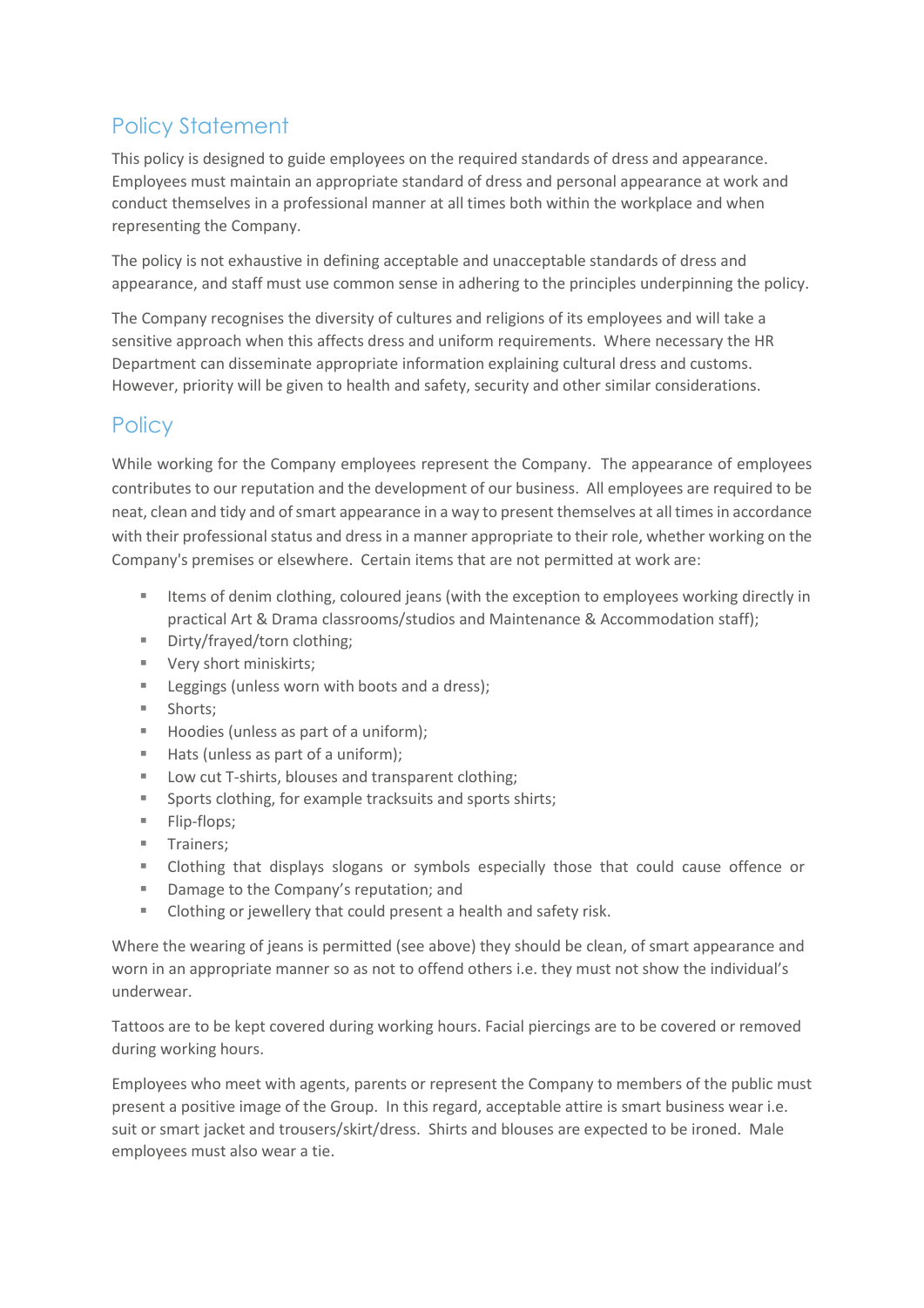## Policy Statement

This policy is designed to guide employees on the required standards of dress and appearance. Employees must maintain an appropriate standard of dress and personal appearance at work and conduct themselves in a professional manner at all times both within the workplace and when representing the Company.

The policy is not exhaustive in defining acceptable and unacceptable standards of dress and appearance, and staff must use common sense in adhering to the principles underpinning the policy.

The Company recognises the diversity of cultures and religions of its employees and will take a sensitive approach when this affects dress and uniform requirements. Where necessary the HR Department can disseminate appropriate information explaining cultural dress and customs. However, priority will be given to health and safety, security and other similar considerations.

## Policy

While working for the Company employees represent the Company. The appearance of employees contributes to our reputation and the development of our business. All employees are required to be neat, clean and tidy and of smart appearance in a way to present themselves at all times in accordance with their professional status and dress in a manner appropriate to their role, whether working on the Company's premises or elsewhere. Certain items that are not permitted at work are:

- Items of denim clothing, coloured jeans (with the exception to employees working directly in practical Art & Drama classrooms/studios and Maintenance & Accommodation staff);
- Dirty/frayed/torn clothing;
- Very short miniskirts;
- Leggings (unless worn with boots and a dress);
- Shorts;
- Hoodies (unless as part of a uniform);
- Hats (unless as part of a uniform);
- Low cut T-shirts, blouses and transparent clothing;
- Sports clothing, for example tracksuits and sports shirts;
- Flip-flops;
- Trainers;
- Clothing that displays slogans or symbols especially those that could cause offence or
- Damage to the Company's reputation; and
- Clothing or jewellery that could present a health and safety risk.

Where the wearing of jeans is permitted (see above) they should be clean, of smart appearance and worn in an appropriate manner so as not to offend others i.e. they must not show the individual's underwear.

Tattoos are to be kept covered during working hours. Facial piercings are to be covered or removed during working hours.

Employees who meet with agents, parents or represent the Company to members of the public must present a positive image of the Group. In this regard, acceptable attire is smart business wear i.e. suit or smart jacket and trousers/skirt/dress. Shirts and blouses are expected to be ironed. Male employees must also wear a tie.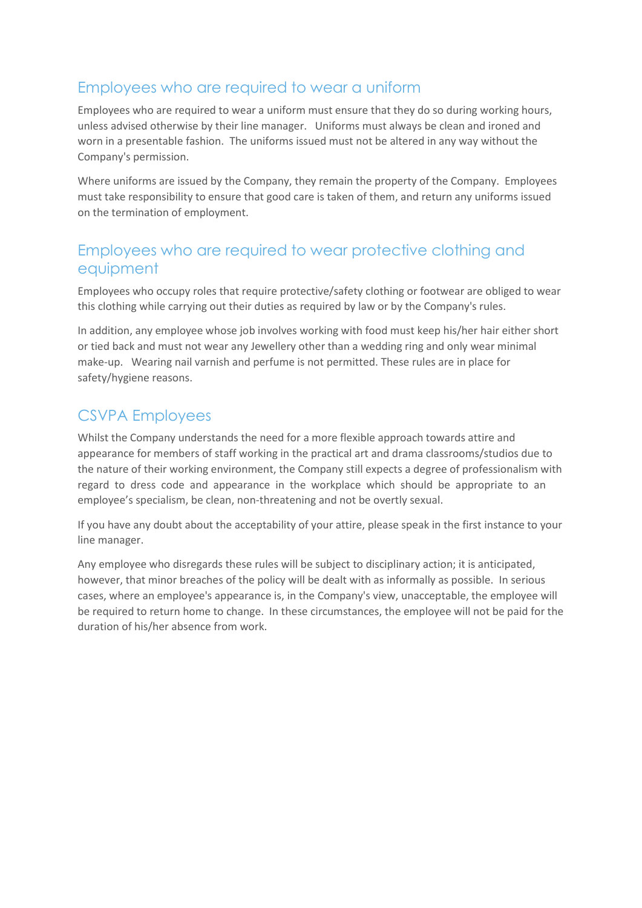## Employees who are required to wear a uniform

Employees who are required to wear a uniform must ensure that they do so during working hours, unless advised otherwise by their line manager. Uniforms must always be clean and ironed and worn in a presentable fashion. The uniforms issued must not be altered in any way without the Company's permission.

Where uniforms are issued by the Company, they remain the property of the Company. Employees must take responsibility to ensure that good care is taken of them, and return any uniforms issued on the termination of employment.

## Employees who are required to wear protective clothing and equipment

Employees who occupy roles that require protective/safety clothing or footwear are obliged to wear this clothing while carrying out their duties as required by law or by the Company's rules.

In addition, any employee whose job involves working with food must keep his/her hair either short or tied back and must not wear any Jewellery other than a wedding ring and only wear minimal make-up. Wearing nail varnish and perfume is not permitted. These rules are in place for safety/hygiene reasons.

## CSVPA Employees

Whilst the Company understands the need for a more flexible approach towards attire and appearance for members of staff working in the practical art and drama classrooms/studios due to the nature of their working environment, the Company still expects a degree of professionalism with regard to dress code and appearance in the workplace which should be appropriate to an employee's specialism, be clean, non-threatening and not be overtly sexual.

If you have any doubt about the acceptability of your attire, please speak in the first instance to your line manager.

Any employee who disregards these rules will be subject to disciplinary action; it is anticipated, however, that minor breaches of the policy will be dealt with as informally as possible. In serious cases, where an employee's appearance is, in the Company's view, unacceptable, the employee will be required to return home to change. In these circumstances, the employee will not be paid for the duration of his/her absence from work.